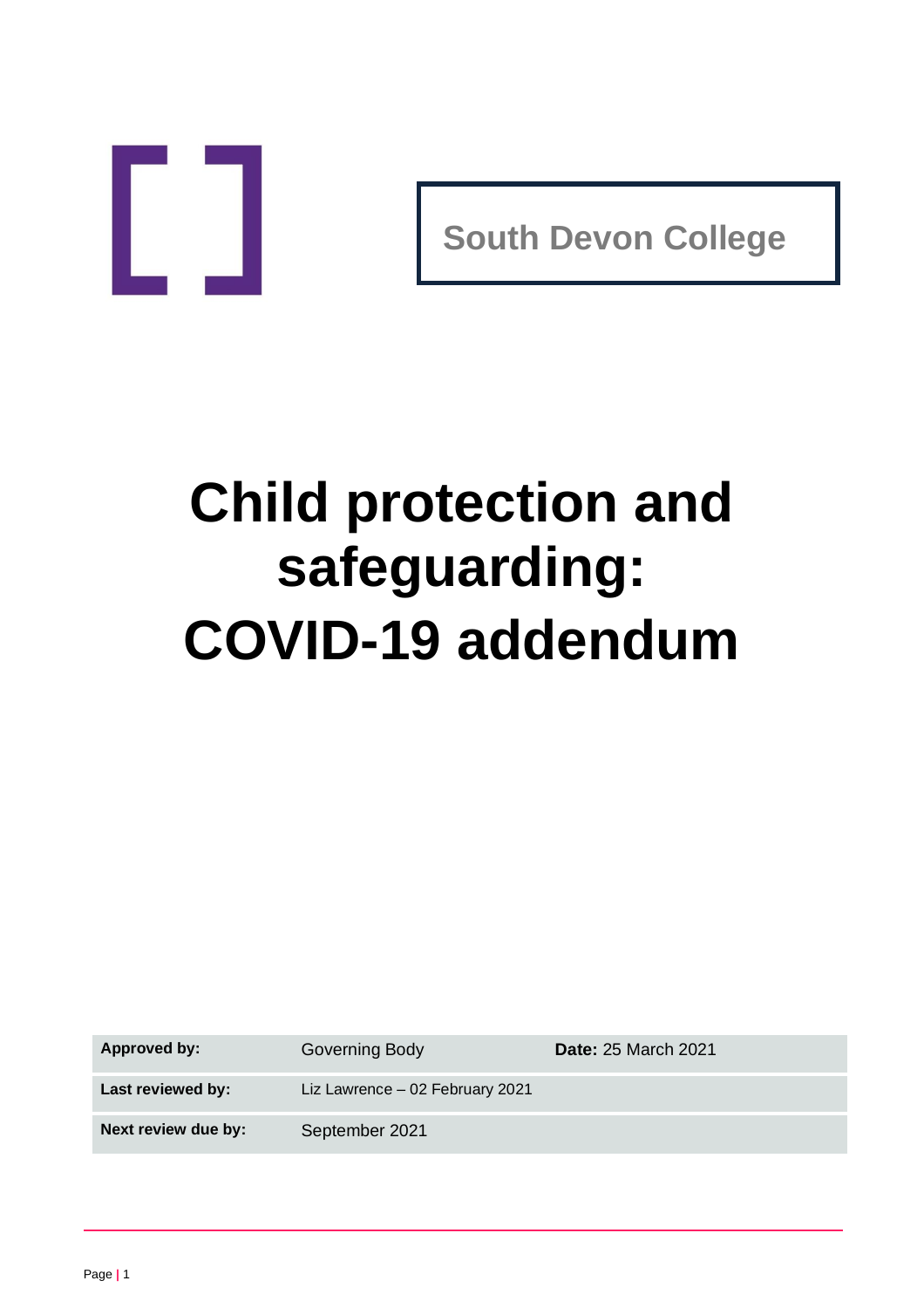South Devon College

# Child protection and safeguarding: COVID-19 addendum

| | | |
|---|---|---|
| **Approved by:** | Governing Body | **Date:** 25 March 2021 |
| **Last reviewed by:** | Liz Lawrence – 02 February 2021 | |
| **Next review due by:** | September 2021 | |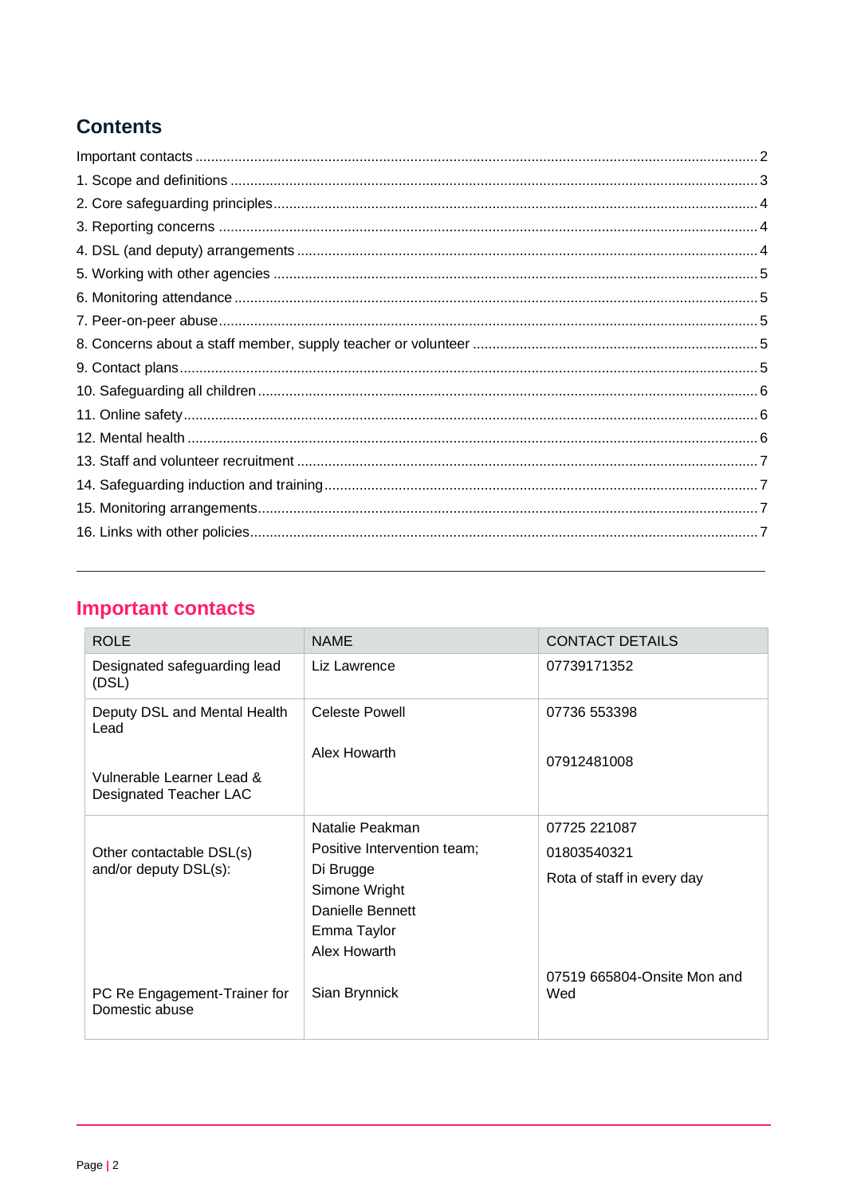## Contents

Important contacts ........ 2
1. Scope and definitions ........ 3
2. Core safeguarding principles ........ 4
3. Reporting concerns ........ 4
4. DSL (and deputy) arrangements ........ 4
5. Working with other agencies ........ 5
6. Monitoring attendance ........ 5
7. Peer-on-peer abuse ........ 5
8. Concerns about a staff member, supply teacher or volunteer ........ 5
9. Contact plans ........ 5
10. Safeguarding all children ........ 6
11. Online safety ........ 6
12. Mental health ........ 6
13. Staff and volunteer recruitment ........ 7
14. Safeguarding induction and training ........ 7
15. Monitoring arrangements ........ 7
16. Links with other policies ........ 7

## Important contacts

| ROLE | NAME | CONTACT DETAILS |
|---|---|---|
| Designated safeguarding lead (DSL) | Liz Lawrence | 07739171352 |
| Deputy DSL and Mental Health Lead<br><br>Vulnerable Learner Lead & Designated Teacher LAC | Celeste Powell<br><br>Alex Howarth | 07736 553398<br><br>07912481008 |
| Other contactable DSL(s) and/or deputy DSL(s):<br><br>PC Re Engagement-Trainer for Domestic abuse | Natalie Peakman<br>Positive Intervention team;<br>Di Brugge<br>Simone Wright<br>Danielle Bennett<br>Emma Taylor<br>Alex Howarth<br><br>Sian Brynnick | 07725 221087<br>01803540321<br>Rota of staff in every day<br><br>07519 665804-Onsite Mon and Wed |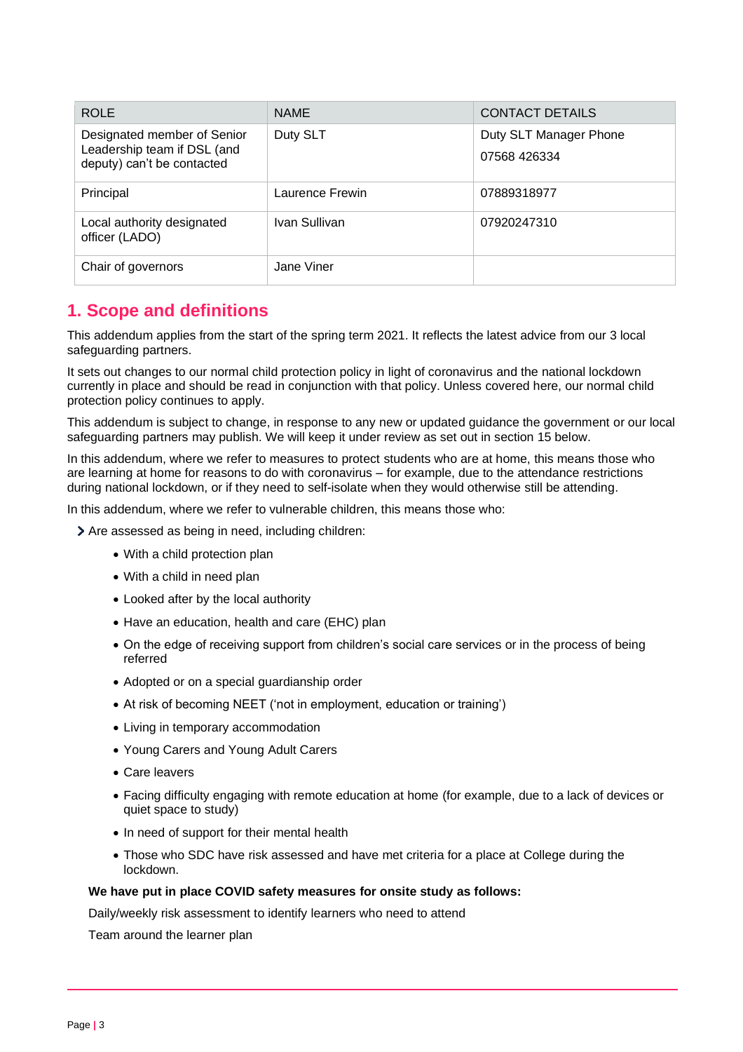| ROLE | NAME | CONTACT DETAILS |
|---|---|---|
| Designated member of Senior Leadership team if DSL (and deputy) can't be contacted | Duty SLT | Duty SLT Manager Phone<br>07568 426334 |
| Principal | Laurence Frewin | 07889318977 |
| Local authority designated officer (LADO) | Ivan Sullivan | 07920247310 |
| Chair of governors | Jane Viner | |

## 1. Scope and definitions

This addendum applies from the start of the spring term 2021. It reflects the latest advice from our 3 local safeguarding partners.

It sets out changes to our normal child protection policy in light of coronavirus and the national lockdown currently in place and should be read in conjunction with that policy. Unless covered here, our normal child protection policy continues to apply.

This addendum is subject to change, in response to any new or updated guidance the government or our local safeguarding partners may publish. We will keep it under review as set out in section 15 below.

In this addendum, where we refer to measures to protect students who are at home, this means those who are learning at home for reasons to do with coronavirus – for example, due to the attendance restrictions during national lockdown, or if they need to self-isolate when they would otherwise still be attending.

In this addendum, where we refer to vulnerable children, this means those who:

- Are assessed as being in need, including children:
  - With a child protection plan
  - With a child in need plan
  - Looked after by the local authority
  - Have an education, health and care (EHC) plan
  - On the edge of receiving support from children's social care services or in the process of being referred
  - Adopted or on a special guardianship order
  - At risk of becoming NEET ('not in employment, education or training')
  - Living in temporary accommodation
  - Young Carers and Young Adult Carers
  - Care leavers
  - Facing difficulty engaging with remote education at home (for example, due to a lack of devices or quiet space to study)
  - In need of support for their mental health
  - Those who SDC have risk assessed and have met criteria for a place at College during the lockdown.

**We have put in place COVID safety measures for onsite study as follows:**

Daily/weekly risk assessment to identify learners who need to attend

Team around the learner plan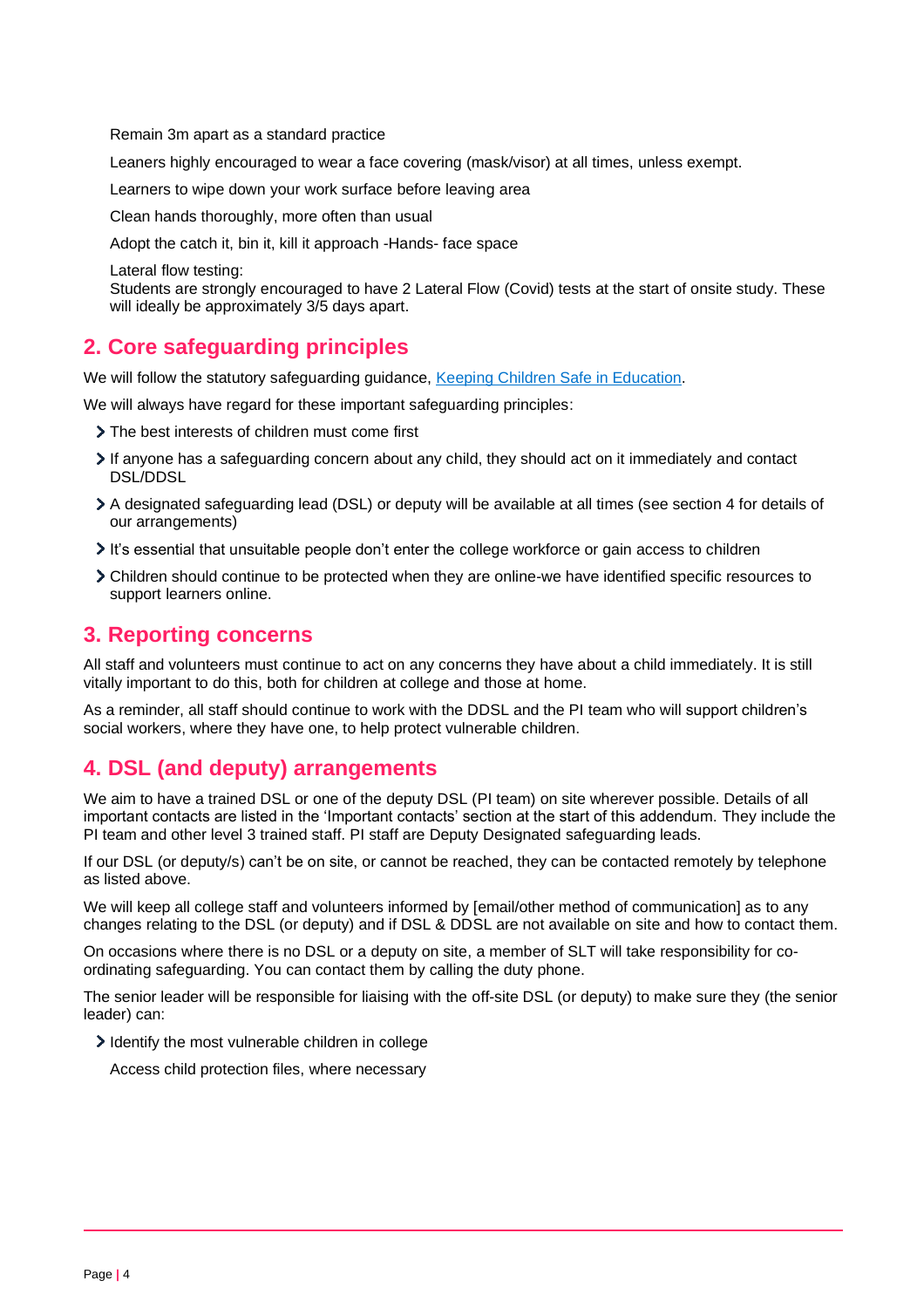Remain 3m apart as a standard practice

Leaners highly encouraged to wear a face covering (mask/visor) at all times, unless exempt.

Learners to wipe down your work surface before leaving area

Clean hands thoroughly, more often than usual

Adopt the catch it, bin it, kill it approach -Hands- face space

Lateral flow testing:
Students are strongly encouraged to have 2 Lateral Flow (Covid) tests at the start of onsite study. These will ideally be approximately 3/5 days apart.

## 2. Core safeguarding principles

We will follow the statutory safeguarding guidance, [Keeping Children Safe in Education](#).

We will always have regard for these important safeguarding principles:

- The best interests of children must come first
- If anyone has a safeguarding concern about any child, they should act on it immediately and contact DSL/DDSL
- A designated safeguarding lead (DSL) or deputy will be available at all times (see section 4 for details of our arrangements)
- It's essential that unsuitable people don't enter the college workforce or gain access to children
- Children should continue to be protected when they are online-we have identified specific resources to support learners online.

## 3. Reporting concerns

All staff and volunteers must continue to act on any concerns they have about a child immediately. It is still vitally important to do this, both for children at college and those at home.

As a reminder, all staff should continue to work with the DDSL and the PI team who will support children's social workers, where they have one, to help protect vulnerable children.

## 4. DSL (and deputy) arrangements

We aim to have a trained DSL or one of the deputy DSL (PI team) on site wherever possible. Details of all important contacts are listed in the 'Important contacts' section at the start of this addendum. They include the PI team and other level 3 trained staff. PI staff are Deputy Designated safeguarding leads.

If our DSL (or deputy/s) can't be on site, or cannot be reached, they can be contacted remotely by telephone as listed above.

We will keep all college staff and volunteers informed by [email/other method of communication] as to any changes relating to the DSL (or deputy) and if DSL & DDSL are not available on site and how to contact them.

On occasions where there is no DSL or a deputy on site, a member of SLT will take responsibility for co-ordinating safeguarding. You can contact them by calling the duty phone.

The senior leader will be responsible for liaising with the off-site DSL (or deputy) to make sure they (the senior leader) can:

- Identify the most vulnerable children in college

  Access child protection files, where necessary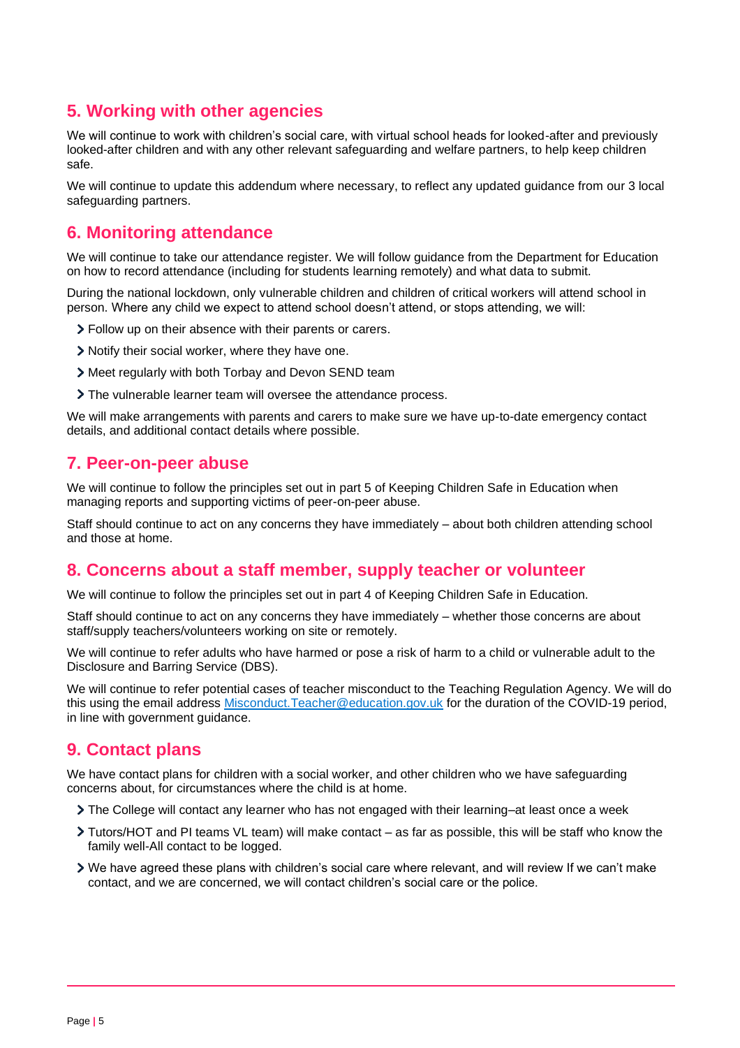## 5. Working with other agencies

We will continue to work with children's social care, with virtual school heads for looked-after and previously looked-after children and with any other relevant safeguarding and welfare partners, to help keep children safe.

We will continue to update this addendum where necessary, to reflect any updated guidance from our 3 local safeguarding partners.

## 6. Monitoring attendance

We will continue to take our attendance register. We will follow guidance from the Department for Education on how to record attendance (including for students learning remotely) and what data to submit.

During the national lockdown, only vulnerable children and children of critical workers will attend school in person. Where any child we expect to attend school doesn't attend, or stops attending, we will:

- Follow up on their absence with their parents or carers.
- Notify their social worker, where they have one.
- Meet regularly with both Torbay and Devon SEND team
- The vulnerable learner team will oversee the attendance process.

We will make arrangements with parents and carers to make sure we have up-to-date emergency contact details, and additional contact details where possible.

## 7. Peer-on-peer abuse

We will continue to follow the principles set out in part 5 of Keeping Children Safe in Education when managing reports and supporting victims of peer-on-peer abuse.

Staff should continue to act on any concerns they have immediately – about both children attending school and those at home.

## 8. Concerns about a staff member, supply teacher or volunteer

We will continue to follow the principles set out in part 4 of Keeping Children Safe in Education.

Staff should continue to act on any concerns they have immediately – whether those concerns are about staff/supply teachers/volunteers working on site or remotely.

We will continue to refer adults who have harmed or pose a risk of harm to a child or vulnerable adult to the Disclosure and Barring Service (DBS).

We will continue to refer potential cases of teacher misconduct to the Teaching Regulation Agency. We will do this using the email address Misconduct.Teacher@education.gov.uk for the duration of the COVID-19 period, in line with government guidance.

## 9. Contact plans

We have contact plans for children with a social worker, and other children who we have safeguarding concerns about, for circumstances where the child is at home.

- The College will contact any learner who has not engaged with their learning–at least once a week
- Tutors/HOT and PI teams VL team) will make contact – as far as possible, this will be staff who know the family well-All contact to be logged.
- We have agreed these plans with children's social care where relevant, and will review If we can't make contact, and we are concerned, we will contact children's social care or the police.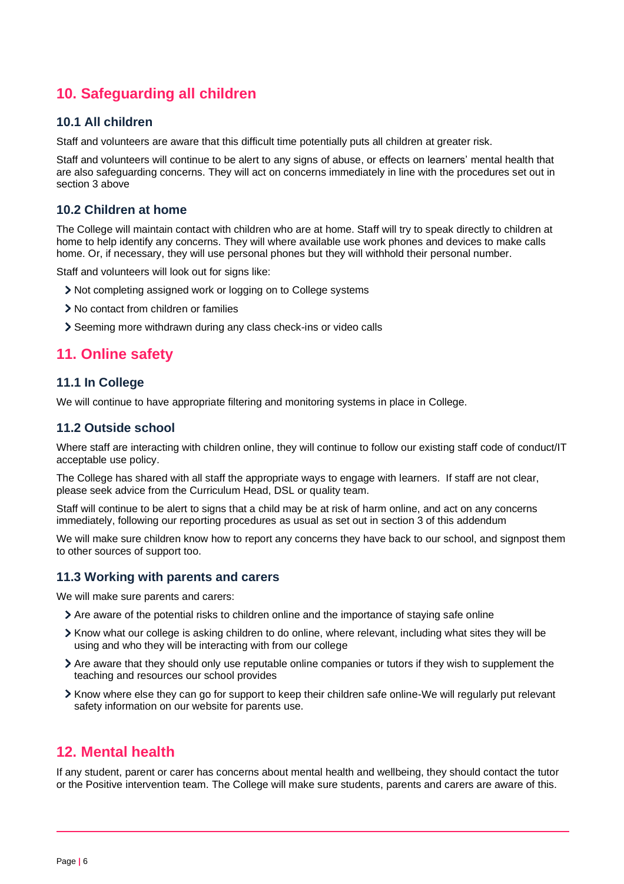## 10. Safeguarding all children

### 10.1 All children

Staff and volunteers are aware that this difficult time potentially puts all children at greater risk.

Staff and volunteers will continue to be alert to any signs of abuse, or effects on learners' mental health that are also safeguarding concerns. They will act on concerns immediately in line with the procedures set out in section 3 above

### 10.2 Children at home

The College will maintain contact with children who are at home. Staff will try to speak directly to children at home to help identify any concerns. They will where available use work phones and devices to make calls home. Or, if necessary, they will use personal phones but they will withhold their personal number.

Staff and volunteers will look out for signs like:

- Not completing assigned work or logging on to College systems
- No contact from children or families
- Seeming more withdrawn during any class check-ins or video calls

## 11. Online safety

### 11.1 In College

We will continue to have appropriate filtering and monitoring systems in place in College.

### 11.2 Outside school

Where staff are interacting with children online, they will continue to follow our existing staff code of conduct/IT acceptable use policy.

The College has shared with all staff the appropriate ways to engage with learners. If staff are not clear, please seek advice from the Curriculum Head, DSL or quality team.

Staff will continue to be alert to signs that a child may be at risk of harm online, and act on any concerns immediately, following our reporting procedures as usual as set out in section 3 of this addendum

We will make sure children know how to report any concerns they have back to our school, and signpost them to other sources of support too.

### 11.3 Working with parents and carers

We will make sure parents and carers:

- Are aware of the potential risks to children online and the importance of staying safe online
- Know what our college is asking children to do online, where relevant, including what sites they will be using and who they will be interacting with from our college
- Are aware that they should only use reputable online companies or tutors if they wish to supplement the teaching and resources our school provides
- Know where else they can go for support to keep their children safe online-We will regularly put relevant safety information on our website for parents use.

## 12. Mental health

If any student, parent or carer has concerns about mental health and wellbeing, they should contact the tutor or the Positive intervention team. The College will make sure students, parents and carers are aware of this.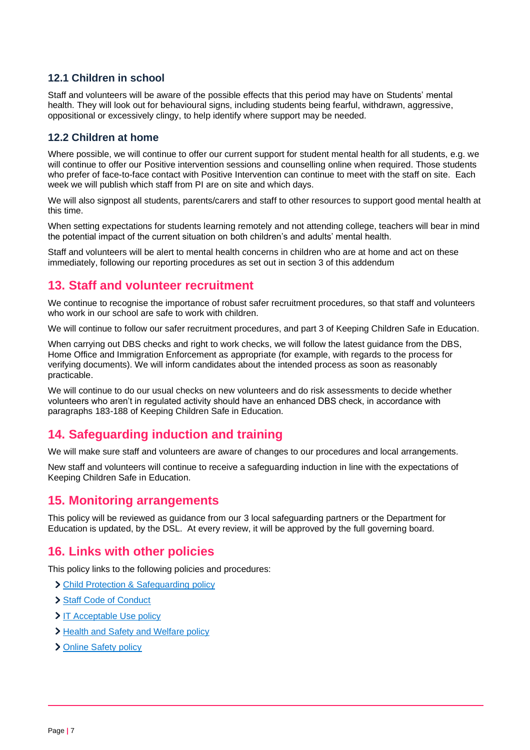### 12.1 Children in school

Staff and volunteers will be aware of the possible effects that this period may have on Students' mental health. They will look out for behavioural signs, including students being fearful, withdrawn, aggressive, oppositional or excessively clingy, to help identify where support may be needed.

### 12.2 Children at home

Where possible, we will continue to offer our current support for student mental health for all students, e.g. we will continue to offer our Positive intervention sessions and counselling online when required. Those students who prefer of face-to-face contact with Positive Intervention can continue to meet with the staff on site. Each week we will publish which staff from PI are on site and which days.

We will also signpost all students, parents/carers and staff to other resources to support good mental health at this time.

When setting expectations for students learning remotely and not attending college, teachers will bear in mind the potential impact of the current situation on both children's and adults' mental health.

Staff and volunteers will be alert to mental health concerns in children who are at home and act on these immediately, following our reporting procedures as set out in section 3 of this addendum

## 13. Staff and volunteer recruitment

We continue to recognise the importance of robust safer recruitment procedures, so that staff and volunteers who work in our school are safe to work with children.

We will continue to follow our safer recruitment procedures, and part 3 of Keeping Children Safe in Education.

When carrying out DBS checks and right to work checks, we will follow the latest guidance from the DBS, Home Office and Immigration Enforcement as appropriate (for example, with regards to the process for verifying documents). We will inform candidates about the intended process as soon as reasonably practicable.

We will continue to do our usual checks on new volunteers and do risk assessments to decide whether volunteers who aren't in regulated activity should have an enhanced DBS check, in accordance with paragraphs 183-188 of Keeping Children Safe in Education.

## 14. Safeguarding induction and training

We will make sure staff and volunteers are aware of changes to our procedures and local arrangements.

New staff and volunteers will continue to receive a safeguarding induction in line with the expectations of Keeping Children Safe in Education.

## 15. Monitoring arrangements

This policy will be reviewed as guidance from our 3 local safeguarding partners or the Department for Education is updated, by the DSL. At every review, it will be approved by the full governing board.

## 16. Links with other policies

This policy links to the following policies and procedures:

- Child Protection & Safeguarding policy
- Staff Code of Conduct
- IT Acceptable Use policy
- Health and Safety and Welfare policy
- Online Safety policy